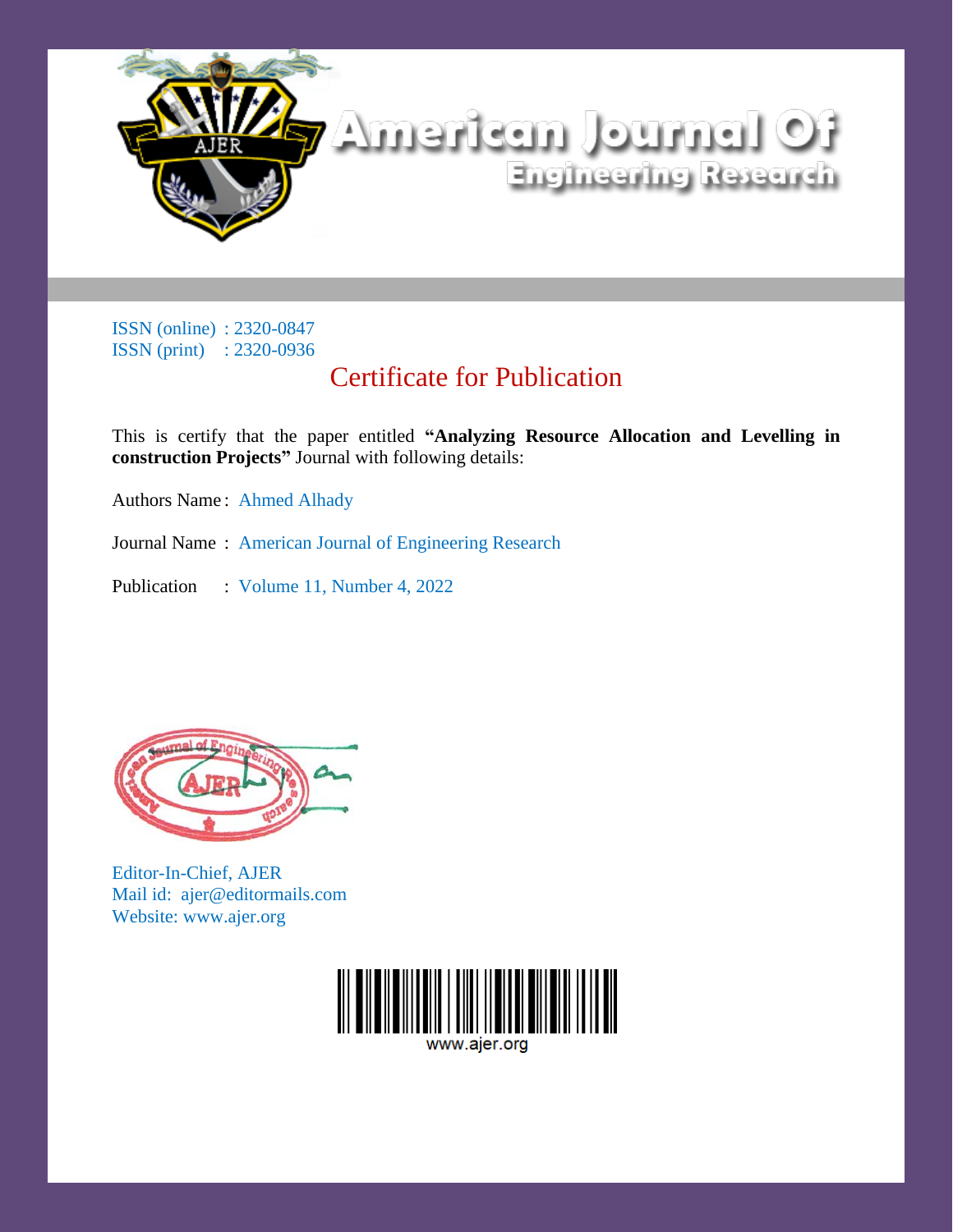# American Journal Of Engineering Research

ISSN (online) : 2320-0847
ISSN (print) : 2320-0936

## Certificate for Publication

This is certify that the paper entitled **"Analyzing Resource Allocation and Levelling in construction Projects"** Journal with following details:

Authors Name : Ahmed Alhady

Journal Name : American Journal of Engineering Research

Publication : Volume 11, Number 4, 2022

Editor-In-Chief, AJER
Mail id: ajer@editormails.com
Website: www.ajer.org

www.ajer.org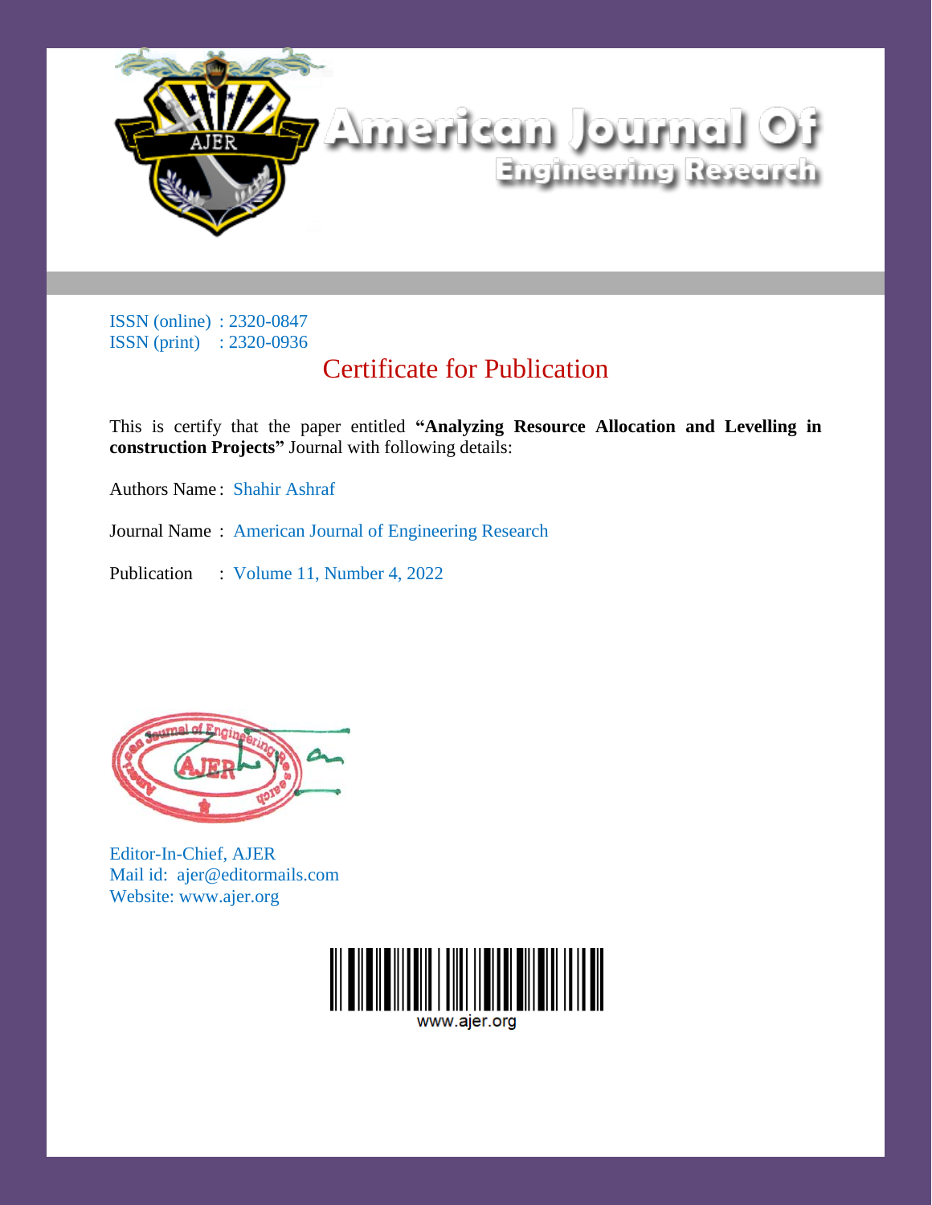# American Journal Of Engineering Research

ISSN (online) : 2320-0847
ISSN (print) : 2320-0936

## Certificate for Publication

This is certify that the paper entitled **"Analyzing Resource Allocation and Levelling in construction Projects"** Journal with following details:

Authors Name : Shahir Ashraf

Journal Name : American Journal of Engineering Research

Publication : Volume 11, Number 4, 2022

Editor-In-Chief, AJER
Mail id: ajer@editormails.com
Website: www.ajer.org

www.ajer.org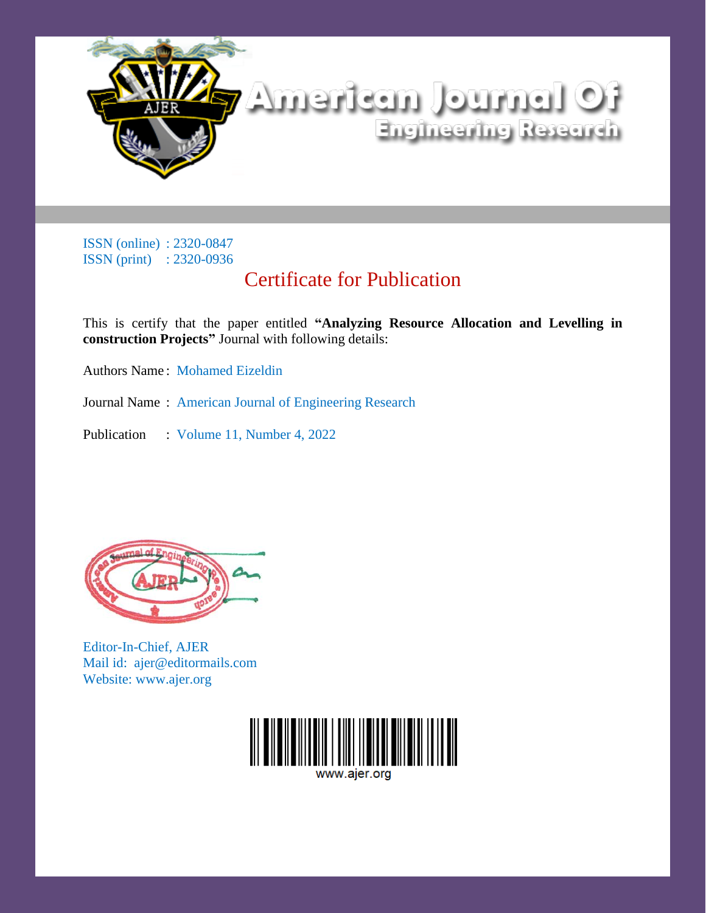# American Journal Of Engineering Research

ISSN (online) : 2320-0847
ISSN (print) : 2320-0936

## Certificate for Publication

This is certify that the paper entitled **"Analyzing Resource Allocation and Levelling in construction Projects"** Journal with following details:

Authors Name : Mohamed Eizeldin

Journal Name : American Journal of Engineering Research

Publication : Volume 11, Number 4, 2022

Editor-In-Chief, AJER
Mail id: ajer@editormails.com
Website: www.ajer.org

www.ajer.org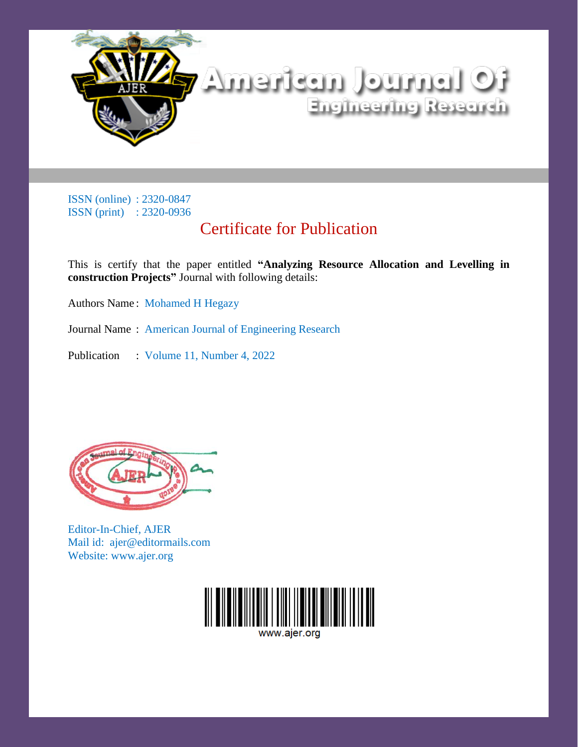# American Journal Of Engineering Research

ISSN (online) : 2320-0847
ISSN (print) : 2320-0936

## Certificate for Publication

This is certify that the paper entitled **"Analyzing Resource Allocation and Levelling in construction Projects"** Journal with following details:

Authors Name : Mohamed H Hegazy

Journal Name : American Journal of Engineering Research

Publication : Volume 11, Number 4, 2022

Editor-In-Chief, AJER
Mail id: ajer@editormails.com
Website: www.ajer.org

www.ajer.org